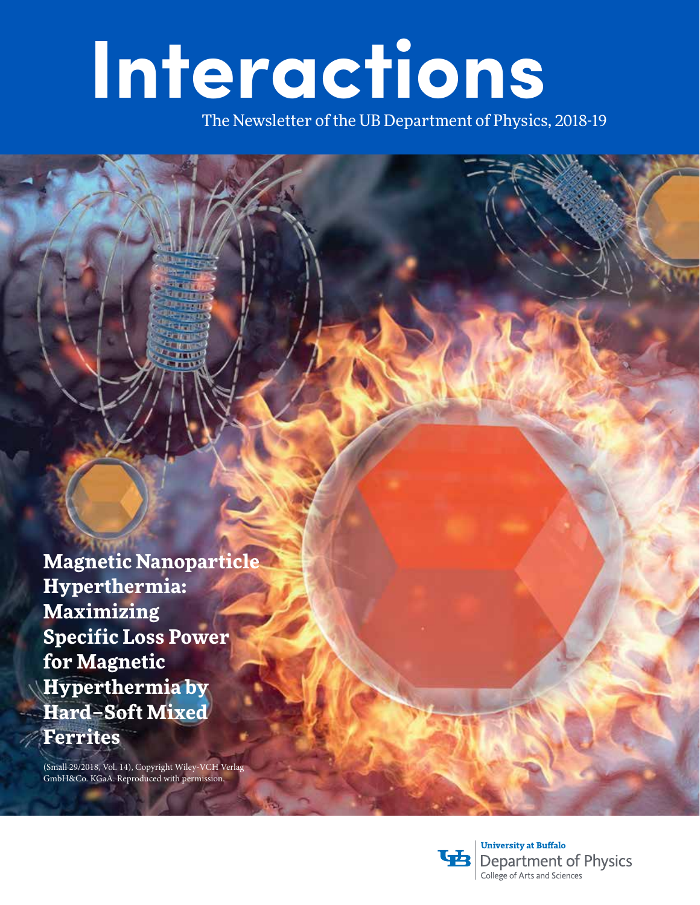# Interactions

The Newsletter of the UB Department of Physics, 2018-19

**Magnetic Nanoparticle Hyperthermia: Maximizing Specific Loss Power for Magnetic Hyperthermia by Hard–Soft Mixed Ferrites**

(Small 29/2018, Vol. 14), Copyright Wiley-VCH Verlag GmbH&Co. KGaA. Reproduced with permission.

University at Buffalo
Department of Physics
College of Arts and Sciences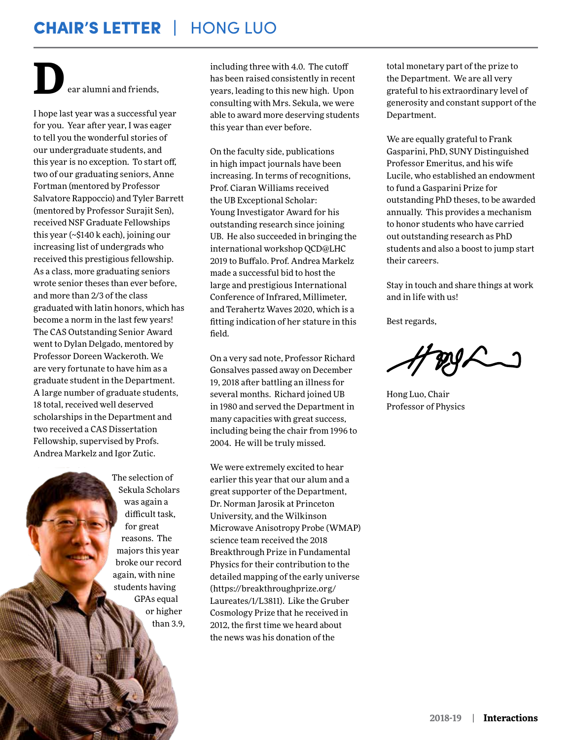# CHAIR'S LETTER | HONG LUO

Dear alumni and friends,

I hope last year was a successful year for you. Year after year, I was eager to tell you the wonderful stories of our undergraduate students, and this year is no exception. To start off, two of our graduating seniors, Anne Fortman (mentored by Professor Salvatore Rappoccio) and Tyler Barrett (mentored by Professor Surajit Sen), received NSF Graduate Fellowships this year (~$140 k each), joining our increasing list of undergrads who received this prestigious fellowship. As a class, more graduating seniors wrote senior theses than ever before, and more than 2/3 of the class graduated with latin honors, which has become a norm in the last few years! The CAS Outstanding Senior Award went to Dylan Delgado, mentored by Professor Doreen Wackeroth. We are very fortunate to have him as a graduate student in the Department. A large number of graduate students, 18 total, received well deserved scholarships in the Department and two received a CAS Dissertation Fellowship, supervised by Profs. Andrea Markelz and Igor Zutic.

The selection of Sekula Scholars was again a difficult task, for great reasons. The majors this year broke our record again, with nine students having GPAs equal or higher than 3.9, including three with 4.0. The cutoff has been raised consistently in recent years, leading to this new high. Upon consulting with Mrs. Sekula, we were able to award more deserving students this year than ever before.

On the faculty side, publications in high impact journals have been increasing. In terms of recognitions, Prof. Ciaran Williams received the UB Exceptional Scholar: Young Investigator Award for his outstanding research since joining UB. He also succeeded in bringing the international workshop QCD@LHC 2019 to Buffalo. Prof. Andrea Markelz made a successful bid to host the large and prestigious International Conference of Infrared, Millimeter, and Terahertz Waves 2020, which is a fitting indication of her stature in this field.

On a very sad note, Professor Richard Gonsalves passed away on December 19, 2018 after battling an illness for several months. Richard joined UB in 1980 and served the Department in many capacities with great success, including being the chair from 1996 to 2004. He will be truly missed.

We were extremely excited to hear earlier this year that our alum and a great supporter of the Department, Dr. Norman Jarosik at Princeton University, and the Wilkinson Microwave Anisotropy Probe (WMAP) science team received the 2018 Breakthrough Prize in Fundamental Physics for their contribution to the detailed mapping of the early universe (https://breakthroughprize.org/Laureates/1/L3811). Like the Gruber Cosmology Prize that he received in 2012, the first time we heard about the news was his donation of the total monetary part of the prize to the Department. We are all very grateful to his extraordinary level of generosity and constant support of the Department.

We are equally grateful to Frank Gasparini, PhD, SUNY Distinguished Professor Emeritus, and his wife Lucile, who established an endowment to fund a Gasparini Prize for outstanding PhD theses, to be awarded annually. This provides a mechanism to honor students who have carried out outstanding research as PhD students and also a boost to jump start their careers.

Stay in touch and share things at work and in life with us!

Best regards,

Hong Luo, Chair
Professor of Physics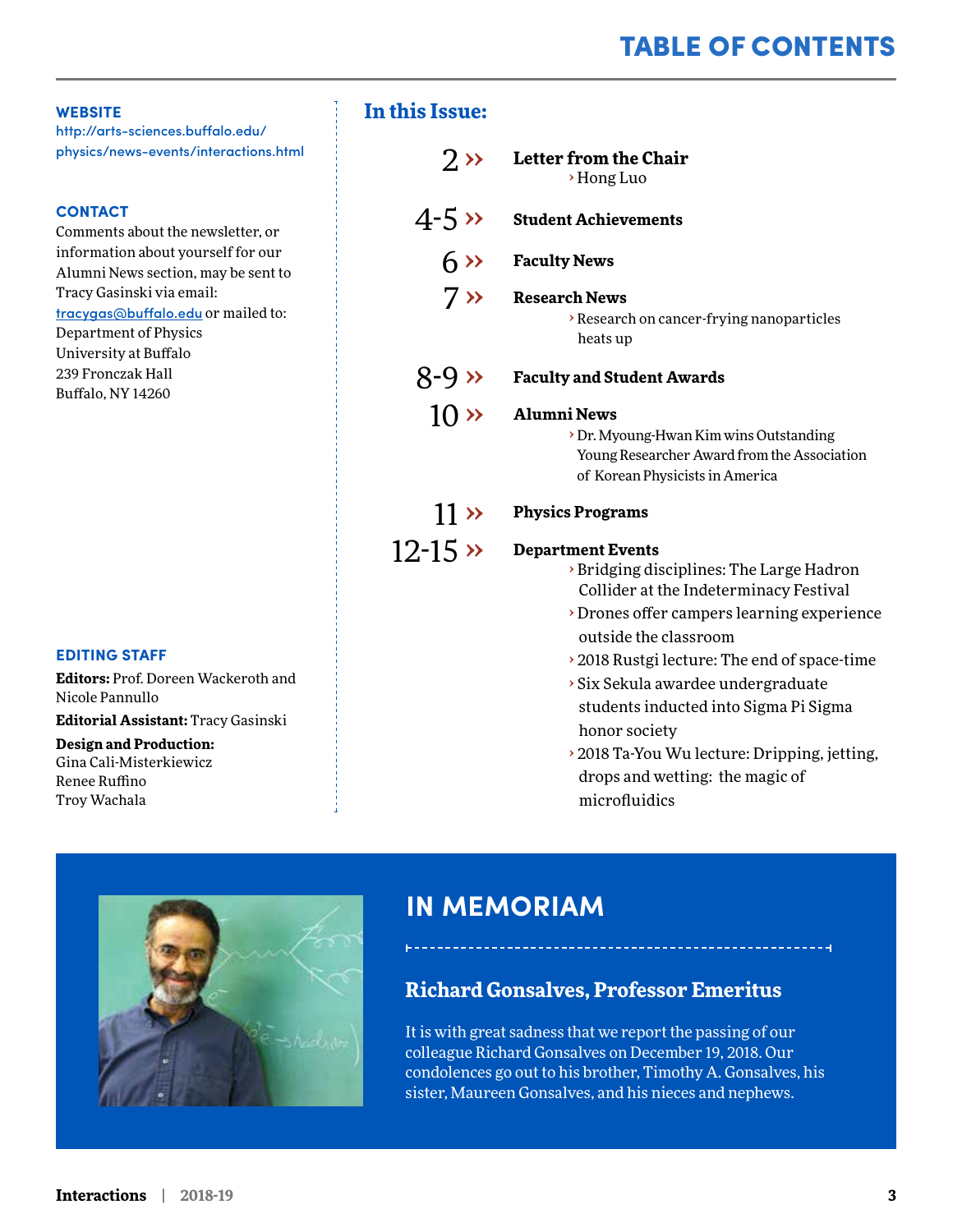# TABLE OF CONTENTS

**WEBSITE**

http://arts-sciences.buffalo.edu/physics/news-events/interactions.html

**CONTACT**

Comments about the newsletter, or information about yourself for our Alumni News section, may be sent to Tracy Gasinski via email: tracygas@buffalo.edu or mailed to:
Department of Physics
University at Buffalo
239 Fronczak Hall
Buffalo, NY 14260

**EDITING STAFF**

**Editors:** Prof. Doreen Wackeroth and Nicole Pannullo

**Editorial Assistant:** Tracy Gasinski

**Design and Production:**
Gina Cali-Misterkiewicz
Renee Ruffino
Troy Wachala

## In this Issue:

2 » **Letter from the Chair**
- Hong Luo

4-5 » **Student Achievements**

6 » **Faculty News**

7 » **Research News**
- Research on cancer-frying nanoparticles heats up

8-9 » **Faculty and Student Awards**

10 » **Alumni News**
- Dr. Myoung-Hwan Kim wins Outstanding Young Researcher Award from the Association of Korean Physicists in America

11 » **Physics Programs**

12-15 » **Department Events**
- Bridging disciplines: The Large Hadron Collider at the Indeterminacy Festival
- Drones offer campers learning experience outside the classroom
- 2018 Rustgi lecture: The end of space-time
- Six Sekula awardee undergraduate students inducted into Sigma Pi Sigma honor society
- 2018 Ta-You Wu lecture: Dripping, jetting, drops and wetting: the magic of microfluidics

## IN MEMORIAM

### Richard Gonsalves, Professor Emeritus

It is with great sadness that we report the passing of our colleague Richard Gonsalves on December 19, 2018. Our condolences go out to his brother, Timothy A. Gonsalves, his sister, Maureen Gonsalves, and his nieces and nephews.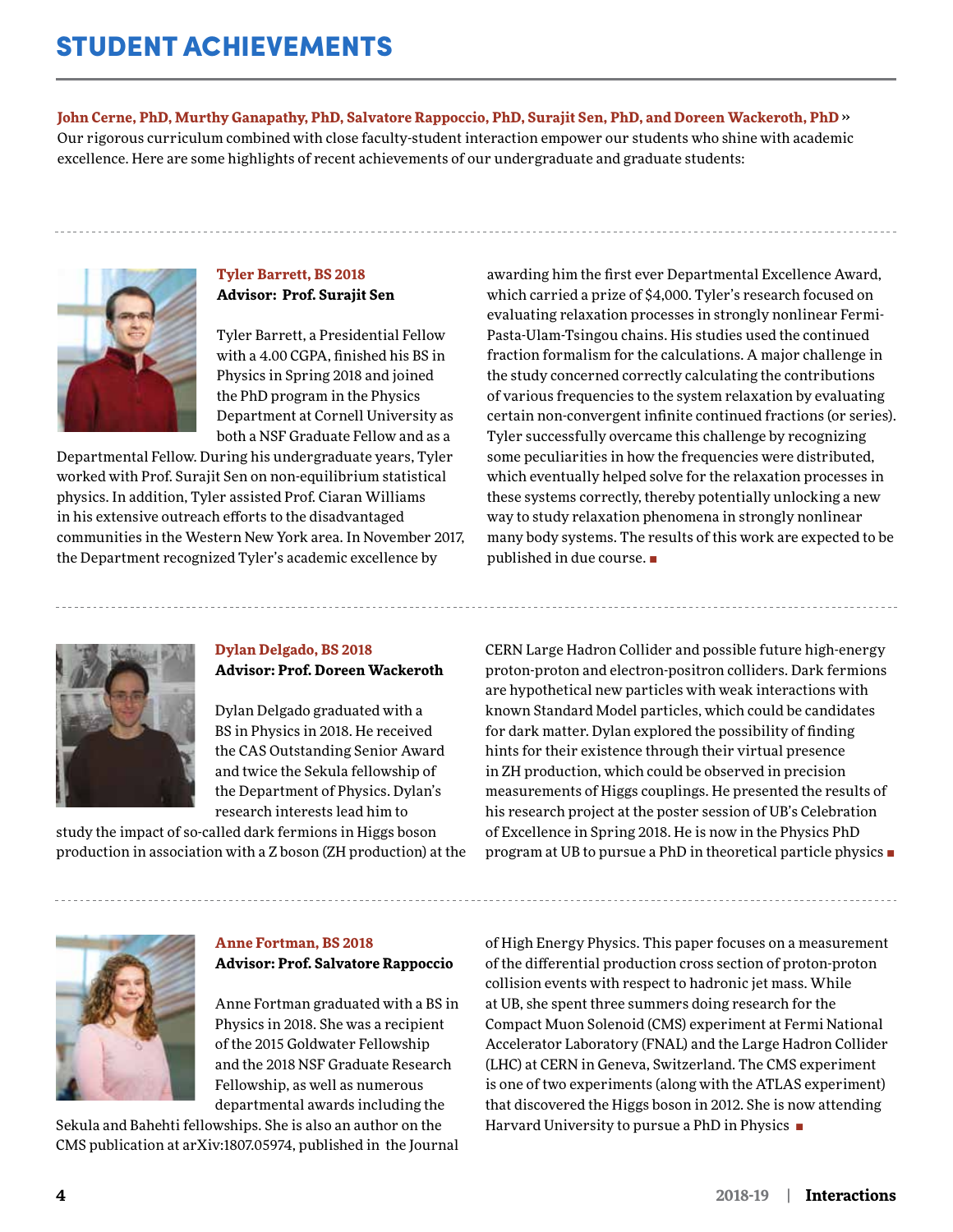# STUDENT ACHIEVEMENTS

**John Cerne, PhD, Murthy Ganapathy, PhD, Salvatore Rappoccio, PhD, Surajit Sen, PhD, and Doreen Wackeroth, PhD »**
Our rigorous curriculum combined with close faculty-student interaction empower our students who shine with academic excellence. Here are some highlights of recent achievements of our undergraduate and graduate students:

---

### Tyler Barrett, BS 2018
**Advisor: Prof. Surajit Sen**

Tyler Barrett, a Presidential Fellow with a 4.00 CGPA, finished his BS in Physics in Spring 2018 and joined the PhD program in the Physics Department at Cornell University as both a NSF Graduate Fellow and as a Departmental Fellow. During his undergraduate years, Tyler worked with Prof. Surajit Sen on non-equilibrium statistical physics. In addition, Tyler assisted Prof. Ciaran Williams in his extensive outreach efforts to the disadvantaged communities in the Western New York area. In November 2017, the Department recognized Tyler's academic excellence by awarding him the first ever Departmental Excellence Award, which carried a prize of $4,000. Tyler's research focused on evaluating relaxation processes in strongly nonlinear Fermi-Pasta-Ulam-Tsingou chains. His studies used the continued fraction formalism for the calculations. A major challenge in the study concerned correctly calculating the contributions of various frequencies to the system relaxation by evaluating certain non-convergent infinite continued fractions (or series). Tyler successfully overcame this challenge by recognizing some peculiarities in how the frequencies were distributed, which eventually helped solve for the relaxation processes in these systems correctly, thereby potentially unlocking a new way to study relaxation phenomena in strongly nonlinear many body systems. The results of this work are expected to be published in due course. ■

---

### Dylan Delgado, BS 2018
**Advisor: Prof. Doreen Wackeroth**

Dylan Delgado graduated with a BS in Physics in 2018. He received the CAS Outstanding Senior Award and twice the Sekula fellowship of the Department of Physics. Dylan's research interests lead him to study the impact of so-called dark fermions in Higgs boson production in association with a Z boson (ZH production) at the CERN Large Hadron Collider and possible future high-energy proton-proton and electron-positron colliders. Dark fermions are hypothetical new particles with weak interactions with known Standard Model particles, which could be candidates for dark matter. Dylan explored the possibility of finding hints for their existence through their virtual presence in ZH production, which could be observed in precision measurements of Higgs couplings. He presented the results of his research project at the poster session of UB's Celebration of Excellence in Spring 2018. He is now in the Physics PhD program at UB to pursue a PhD in theoretical particle physics ■

---

### Anne Fortman, BS 2018
**Advisor: Prof. Salvatore Rappoccio**

Anne Fortman graduated with a BS in Physics in 2018. She was a recipient of the 2015 Goldwater Fellowship and the 2018 NSF Graduate Research Fellowship, as well as numerous departmental awards including the Sekula and Bahehti fellowships. She is also an author on the CMS publication at arXiv:1807.05974, published in the Journal of High Energy Physics. This paper focuses on a measurement of the differential production cross section of proton-proton collision events with respect to hadronic jet mass. While at UB, she spent three summers doing research for the Compact Muon Solenoid (CMS) experiment at Fermi National Accelerator Laboratory (FNAL) and the Large Hadron Collider (LHC) at CERN in Geneva, Switzerland. The CMS experiment is one of two experiments (along with the ATLAS experiment) that discovered the Higgs boson in 2012. She is now attending Harvard University to pursue a PhD in Physics ■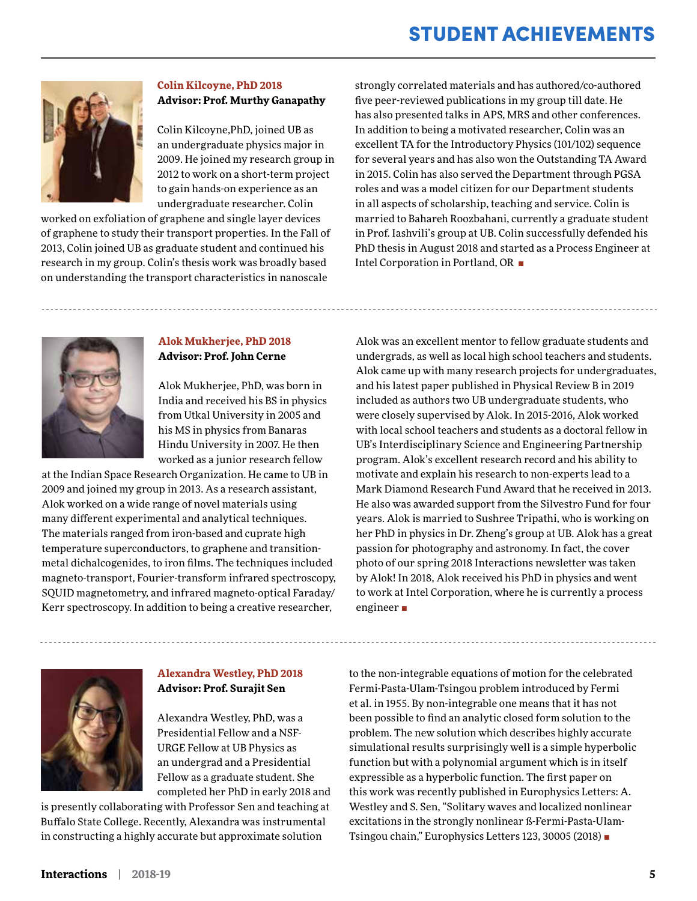# STUDENT ACHIEVEMENTS

### Colin Kilcoyne, PhD 2018
**Advisor: Prof. Murthy Ganapathy**

Colin Kilcoyne,PhD, joined UB as an undergraduate physics major in 2009. He joined my research group in 2012 to work on a short-term project to gain hands-on experience as an undergraduate researcher. Colin worked on exfoliation of graphene and single layer devices of graphene to study their transport properties. In the Fall of 2013, Colin joined UB as graduate student and continued his research in my group. Colin's thesis work was broadly based on understanding the transport characteristics in nanoscale strongly correlated materials and has authored/co-authored five peer-reviewed publications in my group till date. He has also presented talks in APS, MRS and other conferences. In addition to being a motivated researcher, Colin was an excellent TA for the Introductory Physics (101/102) sequence for several years and has also won the Outstanding TA Award in 2015. Colin has also served the Department through PGSA roles and was a model citizen for our Department students in all aspects of scholarship, teaching and service. Colin is married to Bahareh Roozbahani, currently a graduate student in Prof. Iashvili's group at UB. Colin successfully defended his PhD thesis in August 2018 and started as a Process Engineer at Intel Corporation in Portland, OR ■

---

### Alok Mukherjee, PhD 2018
**Advisor: Prof. John Cerne**

Alok Mukherjee, PhD, was born in India and received his BS in physics from Utkal University in 2005 and his MS in physics from Banaras Hindu University in 2007. He then worked as a junior research fellow at the Indian Space Research Organization. He came to UB in 2009 and joined my group in 2013. As a research assistant, Alok worked on a wide range of novel materials using many different experimental and analytical techniques. The materials ranged from iron-based and cuprate high temperature superconductors, to graphene and transition-metal dichalcogenides, to iron films. The techniques included magneto-transport, Fourier-transform infrared spectroscopy, SQUID magnetometry, and infrared magneto-optical Faraday/Kerr spectroscopy. In addition to being a creative researcher, Alok was an excellent mentor to fellow graduate students and undergrads, as well as local high school teachers and students. Alok came up with many research projects for undergraduates, and his latest paper published in Physical Review B in 2019 included as authors two UB undergraduate students, who were closely supervised by Alok. In 2015-2016, Alok worked with local school teachers and students as a doctoral fellow in UB's Interdisciplinary Science and Engineering Partnership program. Alok's excellent research record and his ability to motivate and explain his research to non-experts lead to a Mark Diamond Research Fund Award that he received in 2013. He also was awarded support from the Silvestro Fund for four years. Alok is married to Sushree Tripathi, who is working on her PhD in physics in Dr. Zheng's group at UB. Alok has a great passion for photography and astronomy. In fact, the cover photo of our spring 2018 Interactions newsletter was taken by Alok! In 2018, Alok received his PhD in physics and went to work at Intel Corporation, where he is currently a process engineer ■

---

### Alexandra Westley, PhD 2018
**Advisor: Prof. Surajit Sen**

Alexandra Westley, PhD, was a Presidential Fellow and a NSF-URGE Fellow at UB Physics as an undergrad and a Presidential Fellow as a graduate student. She completed her PhD in early 2018 and is presently collaborating with Professor Sen and teaching at Buffalo State College. Recently, Alexandra was instrumental in constructing a highly accurate but approximate solution to the non-integrable equations of motion for the celebrated Fermi-Pasta-Ulam-Tsingou problem introduced by Fermi et al. in 1955. By non-integrable one means that it has not been possible to find an analytic closed form solution to the problem. The new solution which describes highly accurate simulational results surprisingly well is a simple hyperbolic function but with a polynomial argument which is in itself expressible as a hyperbolic function. The first paper on this work was recently published in Europhysics Letters: A. Westley and S. Sen, "Solitary waves and localized nonlinear excitations in the strongly nonlinear ß-Fermi-Pasta-Ulam-Tsingou chain," Europhysics Letters 123, 30005 (2018) ■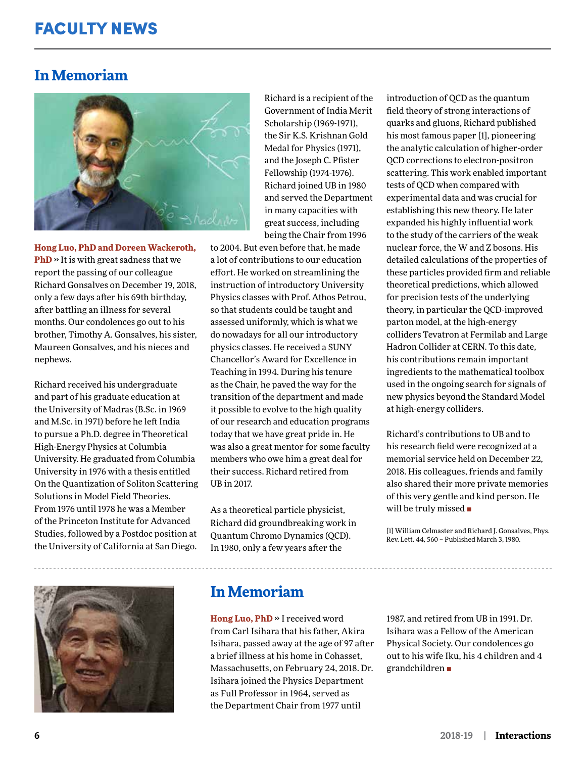# FACULTY NEWS

## In Memoriam

**Hong Luo, PhD and Doreen Wackeroth, PhD** » It is with great sadness that we report the passing of our colleague Richard Gonsalves on December 19, 2018, only a few days after his 69th birthday, after battling an illness for several months. Our condolences go out to his brother, Timothy A. Gonsalves, his sister, Maureen Gonsalves, and his nieces and nephews.

Richard received his undergraduate and part of his graduate education at the University of Madras (B.Sc. in 1969 and M.Sc. in 1971) before he left India to pursue a Ph.D. degree in Theoretical High-Energy Physics at Columbia University. He graduated from Columbia University in 1976 with a thesis entitled On the Quantization of Soliton Scattering Solutions in Model Field Theories. From 1976 until 1978 he was a Member of the Princeton Institute for Advanced Studies, followed by a Postdoc position at the University of California at San Diego.

Richard is a recipient of the Government of India Merit Scholarship (1969-1971), the Sir K.S. Krishnan Gold Medal for Physics (1971), and the Joseph C. Pfister Fellowship (1974-1976). Richard joined UB in 1980 and served the Department in many capacities with great success, including being the Chair from 1996 to 2004. But even before that, he made a lot of contributions to our education effort. He worked on streamlining the instruction of introductory University Physics classes with Prof. Athos Petrou, so that students could be taught and assessed uniformly, which is what we do nowadays for all our introductory physics classes. He received a SUNY Chancellor's Award for Excellence in Teaching in 1994. During his tenure as the Chair, he paved the way for the transition of the department and made it possible to evolve to the high quality of our research and education programs today that we have great pride in. He was also a great mentor for some faculty members who owe him a great deal for their success. Richard retired from UB in 2017.

As a theoretical particle physicist, Richard did groundbreaking work in Quantum Chromo Dynamics (QCD). In 1980, only a few years after the introduction of QCD as the quantum field theory of strong interactions of quarks and gluons, Richard published his most famous paper [1], pioneering the analytic calculation of higher-order QCD corrections to electron-positron scattering. This work enabled important tests of QCD when compared with experimental data and was crucial for establishing this new theory. He later expanded his highly influential work to the study of the carriers of the weak nuclear force, the W and Z bosons. His detailed calculations of the properties of these particles provided firm and reliable theoretical predictions, which allowed for precision tests of the underlying theory, in particular the QCD-improved parton model, at the high-energy colliders Tevatron at Fermilab and Large Hadron Collider at CERN. To this date, his contributions remain important ingredients to the mathematical toolbox used in the ongoing search for signals of new physics beyond the Standard Model at high-energy colliders.

Richard's contributions to UB and to his research field were recognized at a memorial service held on December 22, 2018. His colleagues, friends and family also shared their more private memories of this very gentle and kind person. He will be truly missed ■

[1] William Celmaster and Richard J. Gonsalves, Phys. Rev. Lett. 44, 560 – Published March 3, 1980.

## In Memoriam

**Hong Luo, PhD** » I received word from Carl Isihara that his father, Akira Isihara, passed away at the age of 97 after a brief illness at his home in Cohasset, Massachusetts, on February 24, 2018. Dr. Isihara joined the Physics Department as Full Professor in 1964, served as the Department Chair from 1977 until 1987, and retired from UB in 1991. Dr. Isihara was a Fellow of the American Physical Society. Our condolences go out to his wife Iku, his 4 children and 4 grandchildren ■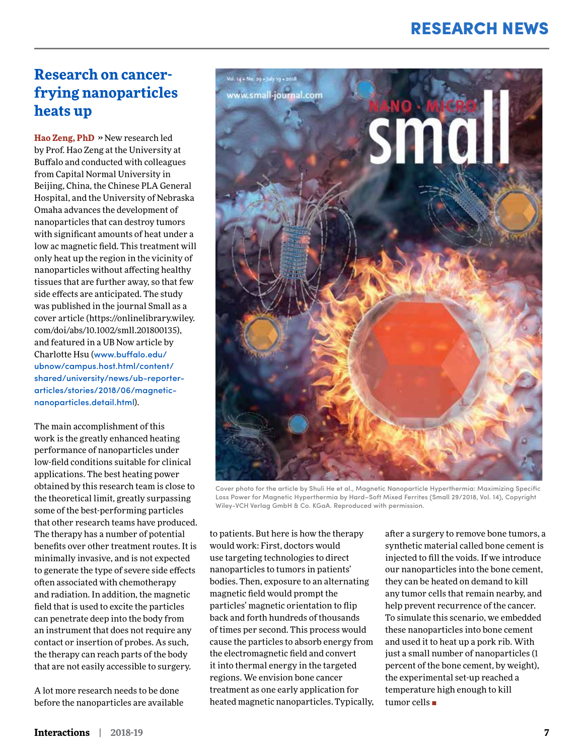## Research on cancer-frying nanoparticles heats up

**Hao Zeng, PhD** » New research led by Prof. Hao Zeng at the University at Buffalo and conducted with colleagues from Capital Normal University in Beijing, China, the Chinese PLA General Hospital, and the University of Nebraska Omaha advances the development of nanoparticles that can destroy tumors with significant amounts of heat under a low ac magnetic field. This treatment will only heat up the region in the vicinity of nanoparticles without affecting healthy tissues that are further away, so that few side effects are anticipated. The study was published in the journal Small as a cover article (https://onlinelibrary.wiley.com/doi/abs/10.1002/smll.201800135), and featured in a UB Now article by Charlotte Hsu (www.buffalo.edu/ubnow/campus.host.html/content/shared/university/news/ub-reporter-articles/stories/2018/06/magnetic-nanoparticles.detail.html).

The main accomplishment of this work is the greatly enhanced heating performance of nanoparticles under low-field conditions suitable for clinical applications. The best heating power obtained by this research team is close to the theoretical limit, greatly surpassing some of the best-performing particles that other research teams have produced. The therapy has a number of potential benefits over other treatment routes. It is minimally invasive, and is not expected to generate the type of severe side effects often associated with chemotherapy and radiation. In addition, the magnetic field that is used to excite the particles can penetrate deep into the body from an instrument that does not require any contact or insertion of probes. As such, the therapy can reach parts of the body that are not easily accessible to surgery.

Cover photo for the article by Shuli He et al., Magnetic Nanoparticle Hyperthermia: Maximizing Specific Loss Power for Magnetic Hyperthermia by Hard–Soft Mixed Ferrites (Small 29/2018, Vol. 14), Copyright Wiley-VCH Verlag GmbH & Co. KGaA. Reproduced with permission.

A lot more research needs to be done before the nanoparticles are available to patients. But here is how the therapy would work: First, doctors would use targeting technologies to direct nanoparticles to tumors in patients' bodies. Then, exposure to an alternating magnetic field would prompt the particles' magnetic orientation to flip back and forth hundreds of thousands of times per second. This process would cause the particles to absorb energy from the electromagnetic field and convert it into thermal energy in the targeted regions. We envision bone cancer treatment as one early application for heated magnetic nanoparticles. Typically, after a surgery to remove bone tumors, a synthetic material called bone cement is injected to fill the voids. If we introduce our nanoparticles into the bone cement, they can be heated on demand to kill any tumor cells that remain nearby, and help prevent recurrence of the cancer. To simulate this scenario, we embedded these nanoparticles into bone cement and used it to heat up a pork rib. With just a small number of nanoparticles (1 percent of the bone cement, by weight), the experimental set-up reached a temperature high enough to kill tumor cells ■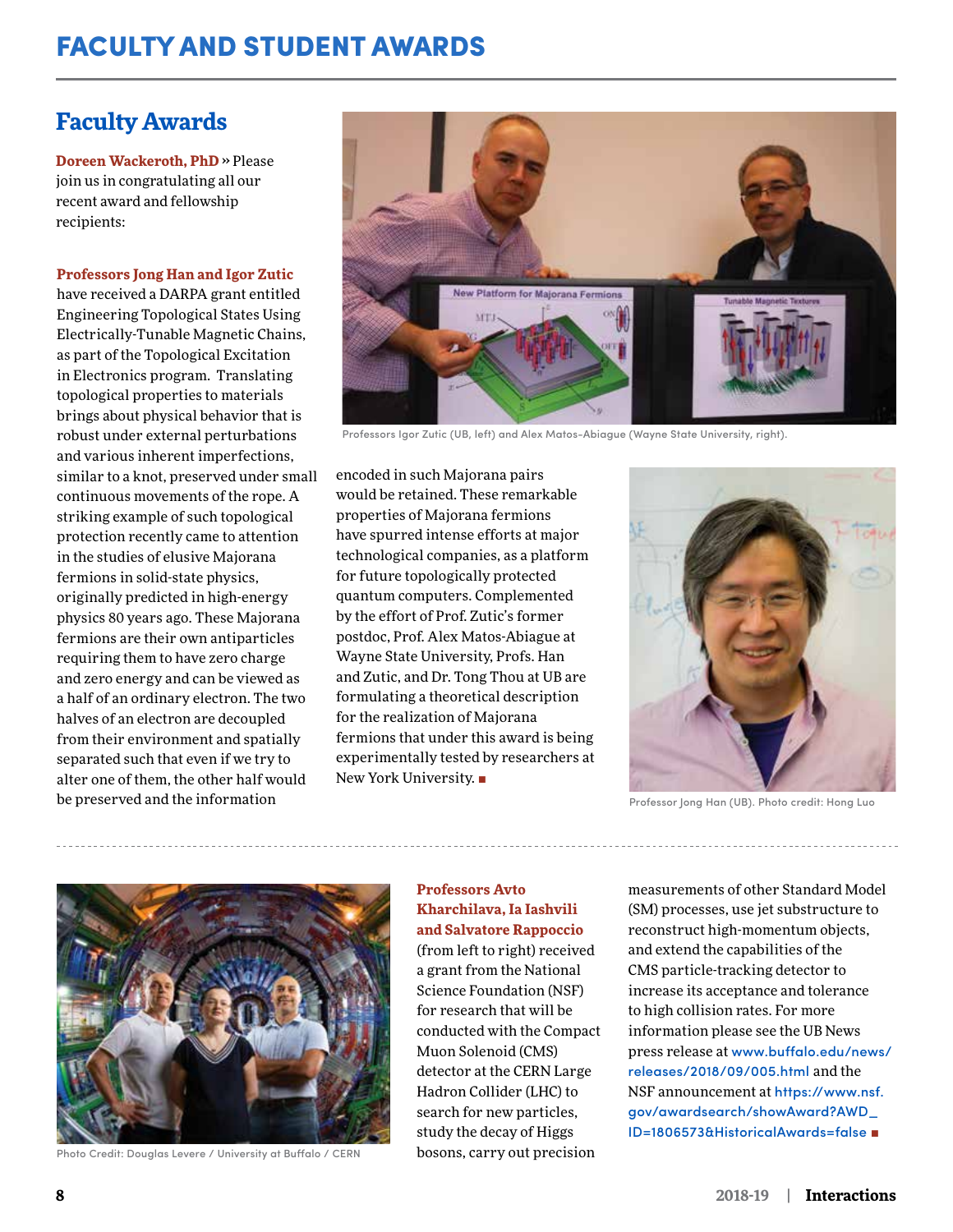# FACULTY AND STUDENT AWARDS

## Faculty Awards

**Doreen Wackeroth, PhD** » Please join us in congratulating all our recent award and fellowship recipients:

**Professors Jong Han and Igor Zutic** have received a DARPA grant entitled Engineering Topological States Using Electrically-Tunable Magnetic Chains, as part of the Topological Excitation in Electronics program. Translating topological properties to materials brings about physical behavior that is robust under external perturbations and various inherent imperfections, similar to a knot, preserved under small continuous movements of the rope. A striking example of such topological protection recently came to attention in the studies of elusive Majorana fermions in solid-state physics, originally predicted in high-energy physics 80 years ago. These Majorana fermions are their own antiparticles requiring them to have zero charge and zero energy and can be viewed as a half of an ordinary electron. The two halves of an electron are decoupled from their environment and spatially separated such that even if we try to alter one of them, the other half would be preserved and the information encoded in such Majorana pairs would be retained. These remarkable properties of Majorana fermions have spurred intense efforts at major technological companies, as a platform for future topologically protected quantum computers. Complemented by the effort of Prof. Zutic's former postdoc, Prof. Alex Matos-Abiague at Wayne State University, Profs. Han and Zutic, and Dr. Tong Thou at UB are formulating a theoretical description for the realization of Majorana fermions that under this award is being experimentally tested by researchers at New York University. ■

Professors Igor Zutic (UB, left) and Alex Matos-Abiague (Wayne State University, right).

Professor Jong Han (UB). Photo credit: Hong Luo

---

Photo Credit: Douglas Levere / University at Buffalo / CERN

**Professors Avto Kharchilava, Ia Iashvili and Salvatore Rappoccio** (from left to right) received a grant from the National Science Foundation (NSF) for research that will be conducted with the Compact Muon Solenoid (CMS) detector at the CERN Large Hadron Collider (LHC) to search for new particles, study the decay of Higgs bosons, carry out precision measurements of other Standard Model (SM) processes, use jet substructure to reconstruct high-momentum objects, and extend the capabilities of the CMS particle-tracking detector to increase its acceptance and tolerance to high collision rates. For more information please see the UB News press release at www.buffalo.edu/news/releases/2018/09/005.html and the NSF announcement at https://www.nsf.gov/awardsearch/showAward?AWD_ID=1806573&HistoricalAwards=false ■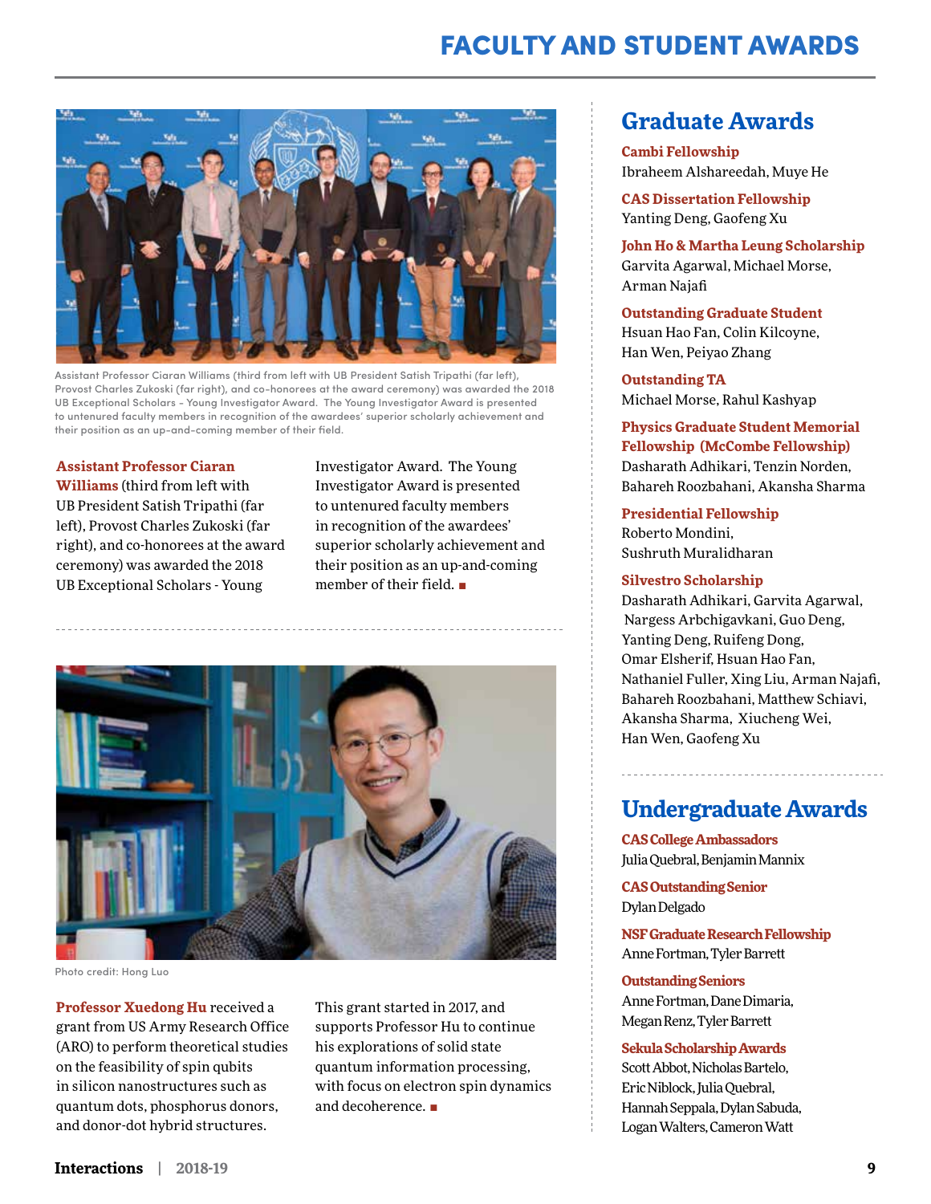# FACULTY AND STUDENT AWARDS

Assistant Professor Ciaran Williams (third from left with UB President Satish Tripathi (far left), Provost Charles Zukoski (far right), and co-honorees at the award ceremony) was awarded the 2018 UB Exceptional Scholars – Young Investigator Award. The Young Investigator Award is presented to untenured faculty members in recognition of the awardees' superior scholarly achievement and their position as an up-and-coming member of their field.

**Assistant Professor Ciaran Williams** (third from left with UB President Satish Tripathi (far left), Provost Charles Zukoski (far right), and co-honorees at the award ceremony) was awarded the 2018 UB Exceptional Scholars - Young Investigator Award. The Young Investigator Award is presented to untenured faculty members in recognition of the awardees' superior scholarly achievement and their position as an up-and-coming member of their field. ■

Photo credit: Hong Luo

**Professor Xuedong Hu** received a grant from US Army Research Office (ARO) to perform theoretical studies on the feasibility of spin qubits in silicon nanostructures such as quantum dots, phosphorus donors, and donor-dot hybrid structures. This grant started in 2017, and supports Professor Hu to continue his explorations of solid state quantum information processing, with focus on electron spin dynamics and decoherence. ■

## Graduate Awards

**Cambi Fellowship**
Ibraheem Alshareedah, Muye He

**CAS Dissertation Fellowship**
Yanting Deng, Gaofeng Xu

**John Ho & Martha Leung Scholarship**
Garvita Agarwal, Michael Morse, Arman Najafi

**Outstanding Graduate Student**
Hsuan Hao Fan, Colin Kilcoyne, Han Wen, Peiyao Zhang

**Outstanding TA**
Michael Morse, Rahul Kashyap

**Physics Graduate Student Memorial Fellowship (McCombe Fellowship)**
Dasharath Adhikari, Tenzin Norden, Bahareh Roozbahani, Akansha Sharma

**Presidential Fellowship**
Roberto Mondini, Sushruth Muralidharan

**Silvestro Scholarship**
Dasharath Adhikari, Garvita Agarwal, Nargess Arbchigavkani, Guo Deng, Yanting Deng, Ruifeng Dong, Omar Elsherif, Hsuan Hao Fan, Nathaniel Fuller, Xing Liu, Arman Najafi, Bahareh Roozbahani, Matthew Schiavi, Akansha Sharma, Xiucheng Wei, Han Wen, Gaofeng Xu

## Undergraduate Awards

**CAS College Ambassadors**
Julia Quebral, Benjamin Mannix

**CAS Outstanding Senior**
Dylan Delgado

**NSF Graduate Research Fellowship**
Anne Fortman, Tyler Barrett

**Outstanding Seniors**
Anne Fortman, Dane Dimaria, Megan Renz, Tyler Barrett

**Sekula Scholarship Awards**
Scott Abbot, Nicholas Bartelo, Eric Niblock, Julia Quebral, Hannah Seppala, Dylan Sabuda, Logan Walters, Cameron Watt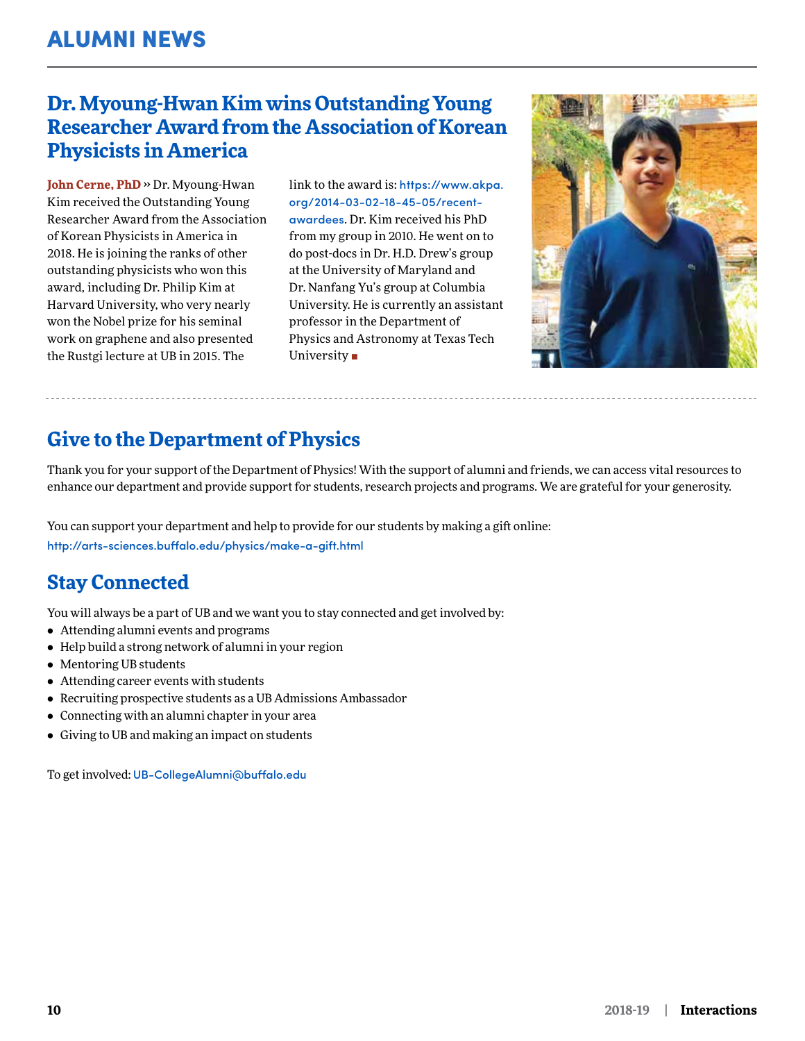# ALUMNI NEWS

## Dr. Myoung-Hwan Kim wins Outstanding Young Researcher Award from the Association of Korean Physicists in America

**John Cerne, PhD** » Dr. Myoung-Hwan Kim received the Outstanding Young Researcher Award from the Association of Korean Physicists in America in 2018. He is joining the ranks of other outstanding physicists who won this award, including Dr. Philip Kim at Harvard University, who very nearly won the Nobel prize for his seminal work on graphene and also presented the Rustgi lecture at UB in 2015. The link to the award is: https://www.akpa.org/2014-03-02-18-45-05/recent-awardees. Dr. Kim received his PhD from my group in 2010. He went on to do post-docs in Dr. H.D. Drew's group at the University of Maryland and Dr. Nanfang Yu's group at Columbia University. He is currently an assistant professor in the Department of Physics and Astronomy at Texas Tech University

## Give to the Department of Physics

Thank you for your support of the Department of Physics! With the support of alumni and friends, we can access vital resources to enhance our department and provide support for students, research projects and programs. We are grateful for your generosity.

You can support your department and help to provide for our students by making a gift online:
http://arts-sciences.buffalo.edu/physics/make-a-gift.html

## Stay Connected

You will always be a part of UB and we want you to stay connected and get involved by:

- Attending alumni events and programs
- Help build a strong network of alumni in your region
- Mentoring UB students
- Attending career events with students
- Recruiting prospective students as a UB Admissions Ambassador
- Connecting with an alumni chapter in your area
- Giving to UB and making an impact on students

To get involved: UB-CollegeAlumni@buffalo.edu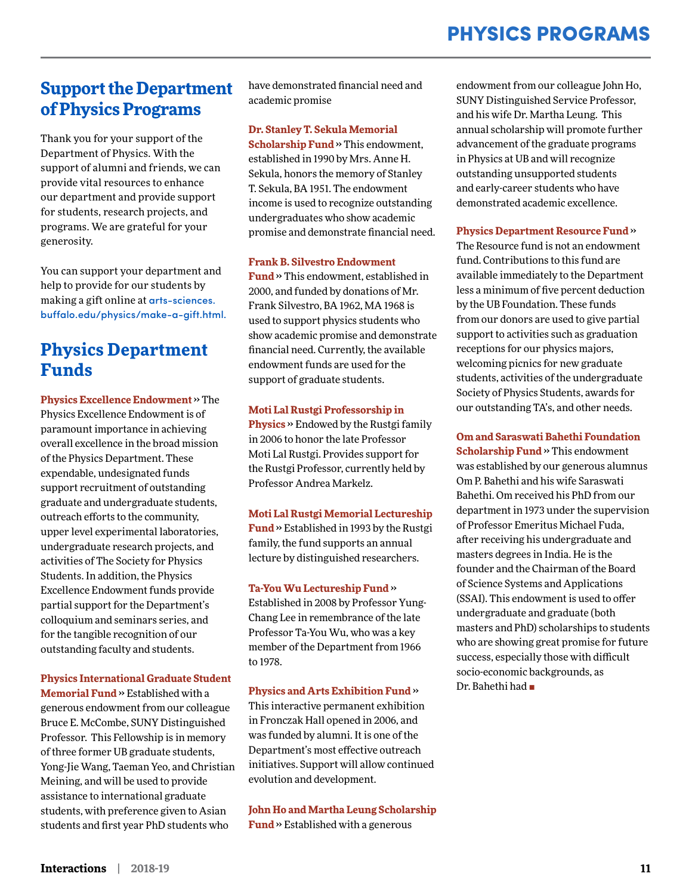# Support the Department of Physics Programs

Thank you for your support of the Department of Physics. With the support of alumni and friends, we can provide vital resources to enhance our department and provide support for students, research projects, and programs. We are grateful for your generosity.

You can support your department and help to provide for our students by making a gift online at arts-sciences.buffalo.edu/physics/make-a-gift.html.

# Physics Department Funds

**Physics Excellence Endowment** » The Physics Excellence Endowment is of paramount importance in achieving overall excellence in the broad mission of the Physics Department. These expendable, undesignated funds support recruitment of outstanding graduate and undergraduate students, outreach efforts to the community, upper level experimental laboratories, undergraduate research projects, and activities of The Society for Physics Students. In addition, the Physics Excellence Endowment funds provide partial support for the Department's colloquium and seminars series, and for the tangible recognition of our outstanding faculty and students.

**Physics International Graduate Student Memorial Fund** » Established with a generous endowment from our colleague Bruce E. McCombe, SUNY Distinguished Professor. This Fellowship is in memory of three former UB graduate students, Yong-Jie Wang, Taeman Yeo, and Christian Meining, and will be used to provide assistance to international graduate students, with preference given to Asian students and first year PhD students who have demonstrated financial need and academic promise

**Dr. Stanley T. Sekula Memorial Scholarship Fund** » This endowment, established in 1990 by Mrs. Anne H. Sekula, honors the memory of Stanley T. Sekula, BA 1951. The endowment income is used to recognize outstanding undergraduates who show academic promise and demonstrate financial need.

**Frank B. Silvestro Endowment Fund** » This endowment, established in 2000, and funded by donations of Mr. Frank Silvestro, BA 1962, MA 1968 is used to support physics students who show academic promise and demonstrate financial need. Currently, the available endowment funds are used for the support of graduate students.

**Moti Lal Rustgi Professorship in Physics** » Endowed by the Rustgi family in 2006 to honor the late Professor Moti Lal Rustgi. Provides support for the Rustgi Professor, currently held by Professor Andrea Markelz.

**Moti Lal Rustgi Memorial Lectureship Fund** » Established in 1993 by the Rustgi family, the fund supports an annual lecture by distinguished researchers.

**Ta-You Wu Lectureship Fund** » Established in 2008 by Professor Yung-Chang Lee in remembrance of the late Professor Ta-You Wu, who was a key member of the Department from 1966 to 1978.

**Physics and Arts Exhibition Fund** » This interactive permanent exhibition in Fronczak Hall opened in 2006, and was funded by alumni. It is one of the Department's most effective outreach initiatives. Support will allow continued evolution and development.

**John Ho and Martha Leung Scholarship Fund** » Established with a generous endowment from our colleague John Ho, SUNY Distinguished Service Professor, and his wife Dr. Martha Leung. This annual scholarship will promote further advancement of the graduate programs in Physics at UB and will recognize outstanding unsupported students and early-career students who have demonstrated academic excellence.

**Physics Department Resource Fund** » The Resource fund is not an endowment fund. Contributions to this fund are available immediately to the Department less a minimum of five percent deduction by the UB Foundation. These funds from our donors are used to give partial support to activities such as graduation receptions for our physics majors, welcoming picnics for new graduate students, activities of the undergraduate Society of Physics Students, awards for our outstanding TA's, and other needs.

**Om and Saraswati Bahethi Foundation Scholarship Fund** » This endowment was established by our generous alumnus Om P. Bahethi and his wife Saraswati Bahethi. Om received his PhD from our department in 1973 under the supervision of Professor Emeritus Michael Fuda, after receiving his undergraduate and masters degrees in India. He is the founder and the Chairman of the Board of Science Systems and Applications (SSAI). This endowment is used to offer undergraduate and graduate (both masters and PhD) scholarships to students who are showing great promise for future success, especially those with difficult socio-economic backgrounds, as Dr. Bahethi had ■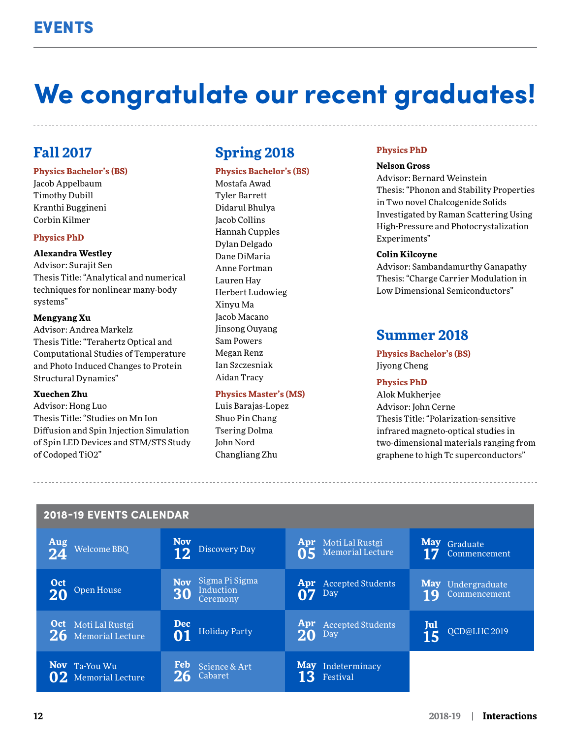# EVENTS

## We congratulate our recent graduates!

### Fall 2017

**Physics Bachelor's (BS)**

Jacob Appelbaum
Timothy Dubill
Kranthi Buggineni
Corbin Kilmer

**Physics PhD**

**Alexandra Westley**
Advisor: Surajit Sen
Thesis Title: "Analytical and numerical techniques for nonlinear many-body systems"

**Mengyang Xu**
Advisor: Andrea Markelz
Thesis Title: "Terahertz Optical and Computational Studies of Temperature and Photo Induced Changes to Protein Structural Dynamics"

**Xuechen Zhu**
Advisor: Hong Luo
Thesis Title: "Studies on Mn Ion Diffusion and Spin Injection Simulation of Spin LED Devices and STM/STS Study of Codoped TiO2"

### Spring 2018

**Physics Bachelor's (BS)**

Mostafa Awad
Tyler Barrett
Didarul Bhulya
Jacob Collins
Hannah Cupples
Dylan Delgado
Dane DiMaria
Anne Fortman
Lauren Hay
Herbert Ludowieg
Xinyu Ma
Jacob Macano
Jinsong Ouyang
Sam Powers
Megan Renz
Ian Szczesniak
Aidan Tracy

**Physics Master's (MS)**

Luis Barajas-Lopez
Shuo Pin Chang
Tsering Dolma
John Nord
Changliang Zhu

**Physics PhD**

**Nelson Gross**
Advisor: Bernard Weinstein
Thesis: "Phonon and Stability Properties in Two novel Chalcogenide Solids Investigated by Raman Scattering Using High-Pressure and Photocrystalization Experiments"

**Colin Kilcoyne**
Advisor: Sambandamurthy Ganapathy
Thesis: "Charge Carrier Modulation in Low Dimensional Semiconductors"

### Summer 2018

**Physics Bachelor's (BS)**

Jiyong Cheng

**Physics PhD**

Alok Mukherjee
Advisor: John Cerne
Thesis Title: "Polarization-sensitive infrared magneto-optical studies in two-dimensional materials ranging from graphene to high Tc superconductors"

## 2018-19 EVENTS CALENDAR

| Date | Event |
|---|---|
| Aug 24 | Welcome BBQ |
| Oct 20 | Open House |
| Oct 26 | Moti Lal Rustgi Memorial Lecture |
| Nov 02 | Ta-You Wu Memorial Lecture |
| Nov 12 | Discovery Day |
| Nov 30 | Sigma Pi Sigma Induction Ceremony |
| Dec 01 | Holiday Party |
| Feb 26 | Science & Art Cabaret |
| Apr 05 | Moti Lal Rustgi Memorial Lecture |
| Apr 07 | Accepted Students Day |
| Apr 20 | Accepted Students Day |
| May 13 | Indeterminacy Festival |
| May 17 | Graduate Commencement |
| May 19 | Undergraduate Commencement |
| Jul 15 | QCD@LHC 2019 |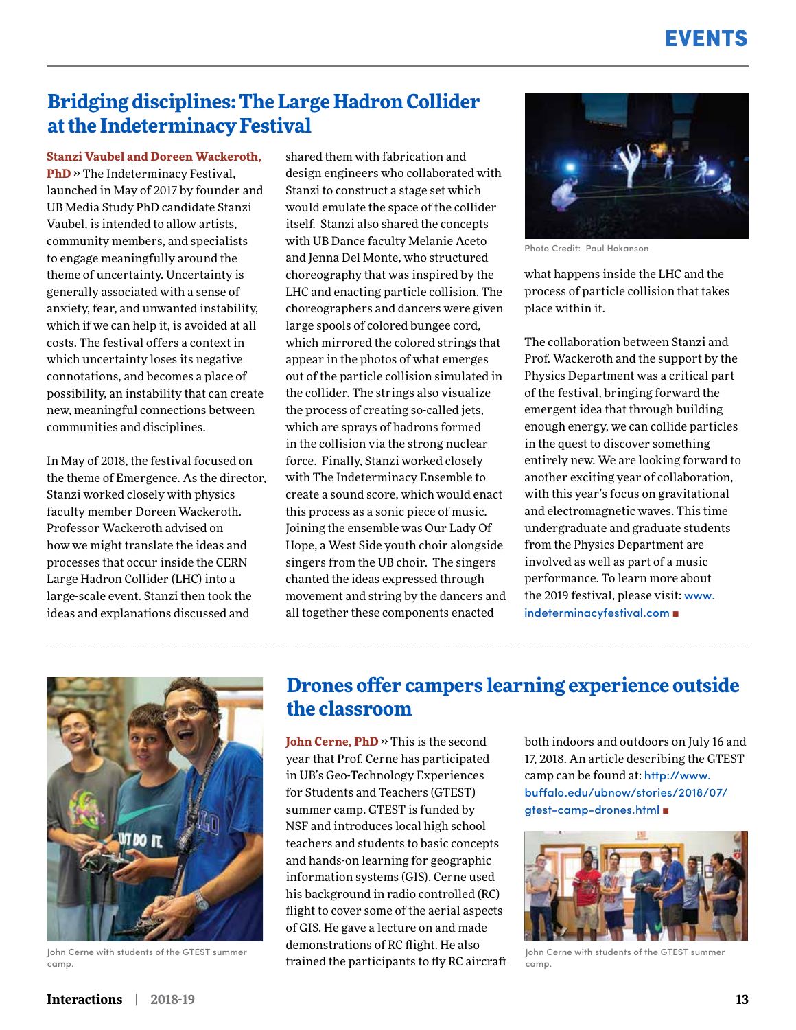## Bridging disciplines: The Large Hadron Collider at the Indeterminacy Festival

**Stanzi Vaubel and Doreen Wackeroth, PhD** » The Indeterminacy Festival, launched in May of 2017 by founder and UB Media Study PhD candidate Stanzi Vaubel, is intended to allow artists, community members, and specialists to engage meaningfully around the theme of uncertainty. Uncertainty is generally associated with a sense of anxiety, fear, and unwanted instability, which if we can help it, is avoided at all costs. The festival offers a context in which uncertainty loses its negative connotations, and becomes a place of possibility, an instability that can create new, meaningful connections between communities and disciplines.

In May of 2018, the festival focused on the theme of Emergence. As the director, Stanzi worked closely with physics faculty member Doreen Wackeroth. Professor Wackeroth advised on how we might translate the ideas and processes that occur inside the CERN Large Hadron Collider (LHC) into a large-scale event. Stanzi then took the ideas and explanations discussed and shared them with fabrication and design engineers who collaborated with Stanzi to construct a stage set which would emulate the space of the collider itself. Stanzi also shared the concepts with UB Dance faculty Melanie Aceto and Jenna Del Monte, who structured choreography that was inspired by the LHC and enacting particle collision. The choreographers and dancers were given large spools of colored bungee cord, which mirrored the colored strings that appear in the photos of what emerges out of the particle collision simulated in the collider. The strings also visualize the process of creating so-called jets, which are sprays of hadrons formed in the collision via the strong nuclear force. Finally, Stanzi worked closely with The Indeterminacy Ensemble to create a sound score, which would enact this process as a sonic piece of music. Joining the ensemble was Our Lady Of Hope, a West Side youth choir alongside singers from the UB choir. The singers chanted the ideas expressed through movement and string by the dancers and all together these components enacted what happens inside the LHC and the process of particle collision that takes place within it.

Photo Credit: Paul Hokanson

The collaboration between Stanzi and Prof. Wackeroth and the support by the Physics Department was a critical part of the festival, bringing forward the emergent idea that through building enough energy, we can collide particles in the quest to discover something entirely new. We are looking forward to another exciting year of collaboration, with this year's focus on gravitational and electromagnetic waves. This time undergraduate and graduate students from the Physics Department are involved as well as part of a music performance. To learn more about the 2019 festival, please visit: www.indeterminacyfestival.com ■

---

## Drones offer campers learning experience outside the classroom

John Cerne with students of the GTEST summer camp.

**John Cerne, PhD** » This is the second year that Prof. Cerne has participated in UB's Geo-Technology Experiences for Students and Teachers (GTEST) summer camp. GTEST is funded by NSF and introduces local high school teachers and students to basic concepts and hands-on learning for geographic information systems (GIS). Cerne used his background in radio controlled (RC) flight to cover some of the aerial aspects of GIS. He gave a lecture on and made demonstrations of RC flight. He also trained the participants to fly RC aircraft both indoors and outdoors on July 16 and 17, 2018. An article describing the GTEST camp can be found at: http://www.buffalo.edu/ubnow/stories/2018/07/gtest-camp-drones.html ■

John Cerne with students of the GTEST summer camp.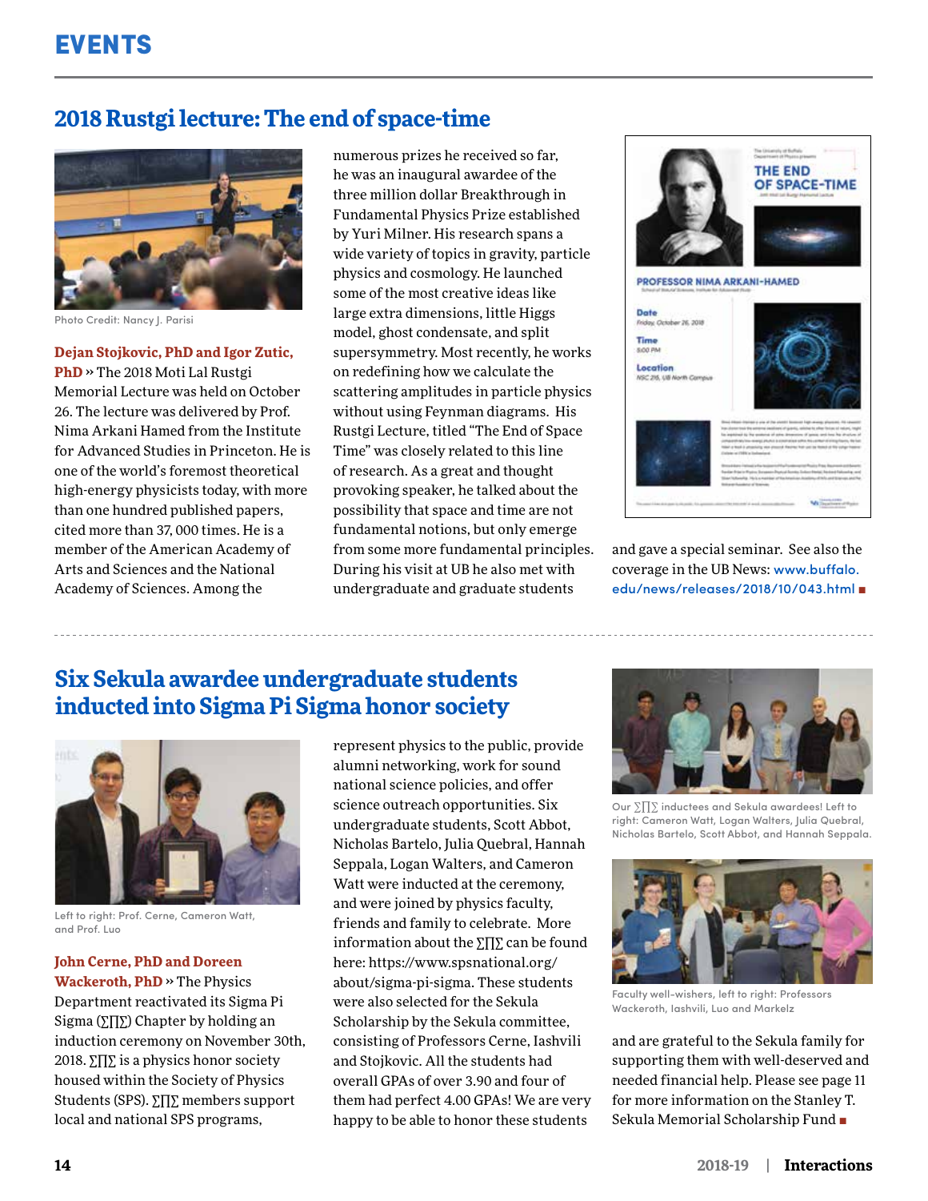# EVENTS

## 2018 Rustgi lecture: The end of space-time

Photo Credit: Nancy J. Parisi

**Dejan Stojkovic, PhD and Igor Zutic, PhD** » The 2018 Moti Lal Rustgi Memorial Lecture was held on October 26. The lecture was delivered by Prof. Nima Arkani Hamed from the Institute for Advanced Studies in Princeton. He is one of the world's foremost theoretical high-energy physicists today, with more than one hundred published papers, cited more than 37, 000 times. He is a member of the American Academy of Arts and Sciences and the National Academy of Sciences. Among the numerous prizes he received so far, he was an inaugural awardee of the three million dollar Breakthrough in Fundamental Physics Prize established by Yuri Milner. His research spans a wide variety of topics in gravity, particle physics and cosmology. He launched some of the most creative ideas like large extra dimensions, little Higgs model, ghost condensate, and split supersymmetry. Most recently, he works on redefining how we calculate the scattering amplitudes in particle physics without using Feynman diagrams. His Rustgi Lecture, titled "The End of Space Time" was closely related to this line of research. As a great and thought provoking speaker, he talked about the possibility that space and time are not fundamental notions, but only emerge from some more fundamental principles. During his visit at UB he also met with undergraduate and graduate students and gave a special seminar. See also the coverage in the UB News: www.buffalo.edu/news/releases/2018/10/043.html ■

## Six Sekula awardee undergraduate students inducted into Sigma Pi Sigma honor society

Left to right: Prof. Cerne, Cameron Watt, and Prof. Luo

**John Cerne, PhD and Doreen Wackeroth, PhD** » The Physics Department reactivated its Sigma Pi Sigma (∑∏∑) Chapter by holding an induction ceremony on November 30th, 2018. ∑∏∑ is a physics honor society housed within the Society of Physics Students (SPS). ∑∏∑ members support local and national SPS programs, represent physics to the public, provide alumni networking, work for sound national science policies, and offer science outreach opportunities. Six undergraduate students, Scott Abbot, Nicholas Bartelo, Julia Quebral, Hannah Seppala, Logan Walters, and Cameron Watt were inducted at the ceremony, and were joined by physics faculty, friends and family to celebrate. More information about the ∑∏∑ can be found here: https://www.spsnational.org/about/sigma-pi-sigma. These students were also selected for the Sekula Scholarship by the Sekula committee, consisting of Professors Cerne, Iashvili and Stojkovic. All the students had overall GPAs of over 3.90 and four of them had perfect 4.00 GPAs! We are very happy to be able to honor these students and are grateful to the Sekula family for supporting them with well-deserved and needed financial help. Please see page 11 for more information on the Stanley T. Sekula Memorial Scholarship Fund ■

Our ∑∏∑ inductees and Sekula awardees! Left to right: Cameron Watt, Logan Walters, Julia Quebral, Nicholas Bartelo, Scott Abbot, and Hannah Seppala.

Faculty well-wishers, left to right: Professors Wackeroth, Iashvili, Luo and Markelz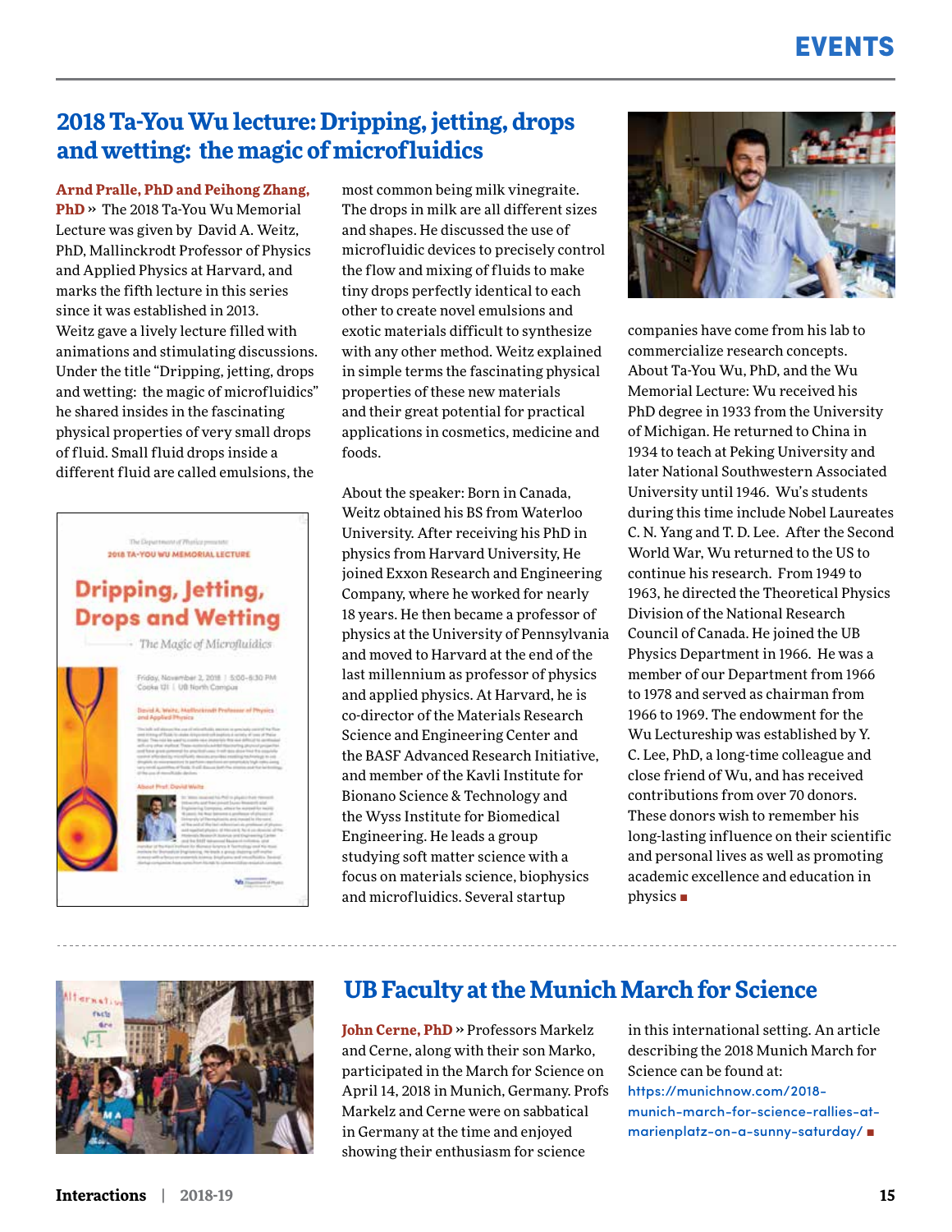# EVENTS

## 2018 Ta-You Wu lecture: Dripping, jetting, drops and wetting: the magic of microfluidics

**Arnd Pralle, PhD and Peihong Zhang, PhD** » The 2018 Ta-You Wu Memorial Lecture was given by David A. Weitz, PhD, Mallinckrodt Professor of Physics and Applied Physics at Harvard, and marks the fifth lecture in this series since it was established in 2013. Weitz gave a lively lecture filled with animations and stimulating discussions. Under the title "Dripping, jetting, drops and wetting: the magic of microfluidics" he shared insides in the fascinating physical properties of very small drops of fluid. Small fluid drops inside a different fluid are called emulsions, the most common being milk vinegraite. The drops in milk are all different sizes and shapes. He discussed the use of microfluidic devices to precisely control the flow and mixing of fluids to make tiny drops perfectly identical to each other to create novel emulsions and exotic materials difficult to synthesize with any other method. Weitz explained in simple terms the fascinating physical properties of these new materials and their great potential for practical applications in cosmetics, medicine and foods.

About the speaker: Born in Canada, Weitz obtained his BS from Waterloo University. After receiving his PhD in physics from Harvard University, He joined Exxon Research and Engineering Company, where he worked for nearly 18 years. He then became a professor of physics at the University of Pennsylvania and moved to Harvard at the end of the last millennium as professor of physics and applied physics. At Harvard, he is co-director of the Materials Research Science and Engineering Center and the BASF Advanced Research Initiative, and member of the Kavli Institute for Bionano Science & Technology and the Wyss Institute for Biomedical Engineering. He leads a group studying soft matter science with a focus on materials science, biophysics and microfluidics. Several startup companies have come from his lab to commercialize research concepts.

About Ta-You Wu, PhD, and the Wu Memorial Lecture: Wu received his PhD degree in 1933 from the University of Michigan. He returned to China in 1934 to teach at Peking University and later National Southwestern Associated University until 1946. Wu's students during this time include Nobel Laureates C. N. Yang and T. D. Lee. After the Second World War, Wu returned to the US to continue his research. From 1949 to 1963, he directed the Theoretical Physics Division of the National Research Council of Canada. He joined the UB Physics Department in 1966. He was a member of our Department from 1966 to 1978 and served as chairman from 1966 to 1969. The endowment for the Wu Lectureship was established by Y. C. Lee, PhD, a long-time colleague and close friend of Wu, and has received contributions from over 70 donors. These donors wish to remember his long-lasting influence on their scientific and personal lives as well as promoting academic excellence and education in physics ■

## UB Faculty at the Munich March for Science

**John Cerne, PhD** » Professors Markelz and Cerne, along with their son Marko, participated in the March for Science on April 14, 2018 in Munich, Germany. Profs Markelz and Cerne were on sabbatical in Germany at the time and enjoyed showing their enthusiasm for science in this international setting. An article describing the 2018 Munich March for Science can be found at: https://munichnow.com/2018-munich-march-for-science-rallies-at-marienplatz-on-a-sunny-saturday/ ■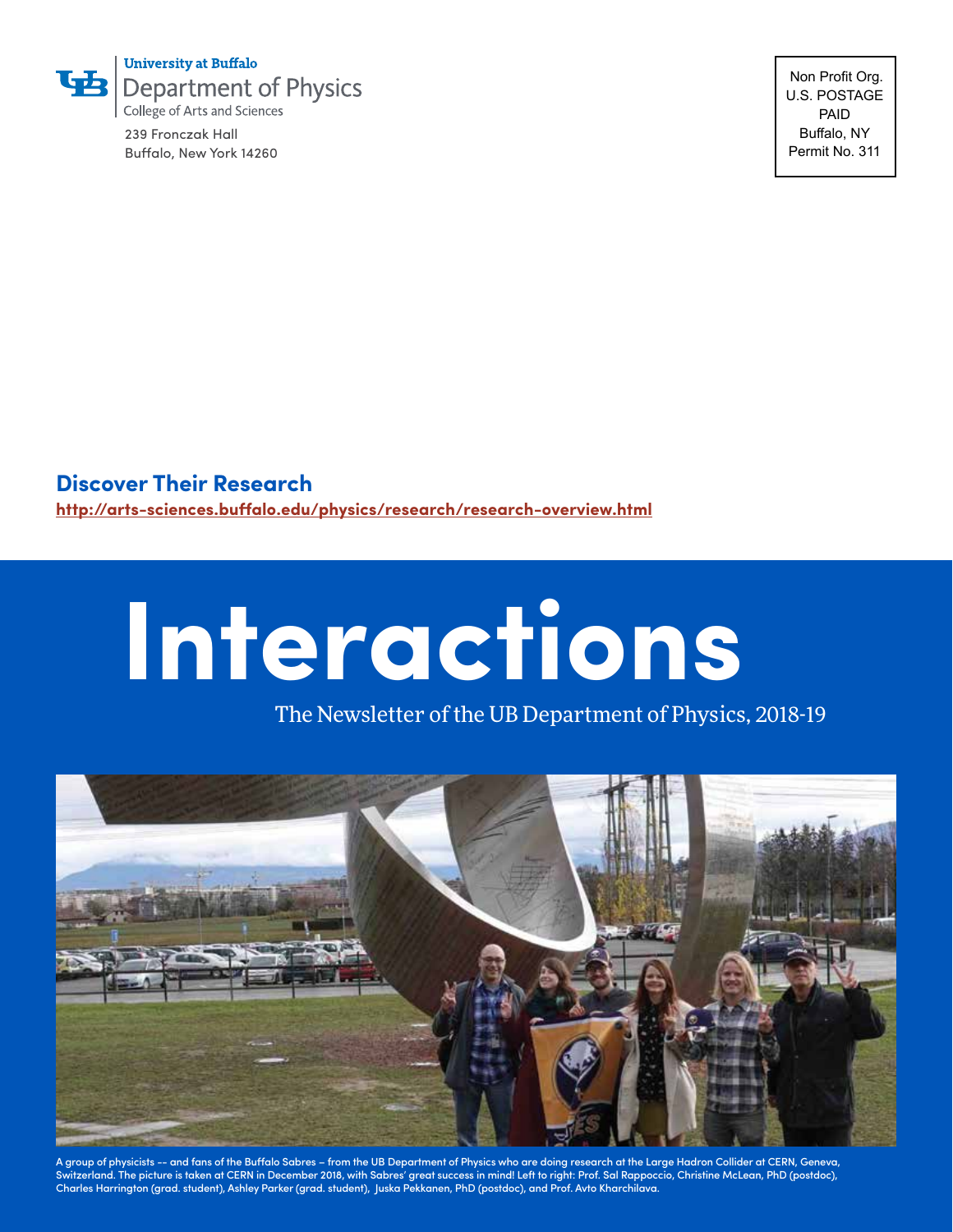University at Buffalo
Department of Physics
College of Arts and Sciences

239 Fronczak Hall
Buffalo, New York 14260

Non Profit Org.
U.S. POSTAGE
PAID
Buffalo, NY
Permit No. 311

## Discover Their Research

http://arts-sciences.buffalo.edu/physics/research/research-overview.html

# Interactions

The Newsletter of the UB Department of Physics, 2018-19

A group of physicists -- and fans of the Buffalo Sabres – from the UB Department of Physics who are doing research at the Large Hadron Collider at CERN, Geneva, Switzerland. The picture is taken at CERN in December 2018, with Sabres' great success in mind! Left to right: Prof. Sal Rappoccio, Christine McLean, PhD (postdoc), Charles Harrington (grad. student), Ashley Parker (grad. student), Juska Pekkanen, PhD (postdoc), and Prof. Avto Kharchilava.